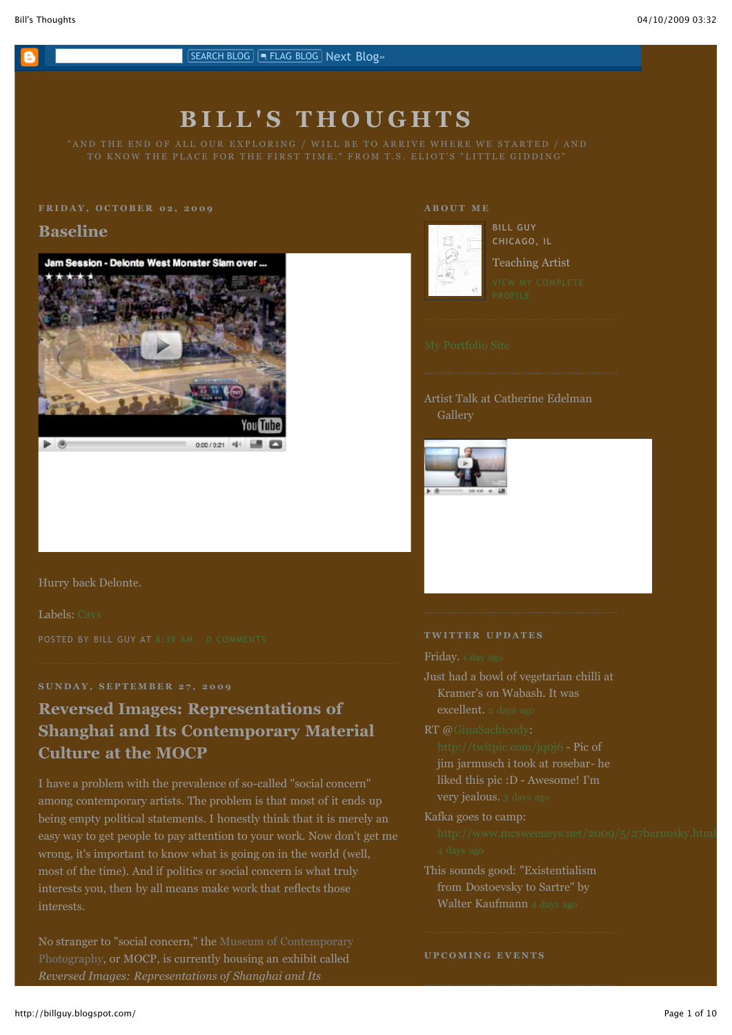SEARCH BLOG | FLAG BLOG | Next Blog»

# BILL'S THOUGHTS

"AND THE END OF ALL OUR EXPLORING / WILL BE TO ARRIVE WHERE WE STARTED / AND TO KNOW THE PLACE FOR THE FIRST TIME." FROM T.S. ELIOT'S "LITTLE GIDDING"

FRIDAY, OCTOBER 02, 2009

## Baseline

Jam Session - Delonte West Monster Slam over ...

0:00 / 0:21

Hurry back Delonte.

Labels: Cavs

POSTED BY BILL GUY AT 8:39 AM   0 COMMENTS

SUNDAY, SEPTEMBER 27, 2009

## Reversed Images: Representations of Shanghai and Its Contemporary Material Culture at the MOCP

I have a problem with the prevalence of so-called "social concern" among contemporary artists. The problem is that most of it ends up being empty political statements. I honestly think that it is merely an easy way to get people to pay attention to your work. Now don't get me wrong, it's important to know what is going on in the world (well, most of the time). And if politics or social concern is what truly interests you, then by all means make work that reflects those interests.

No stranger to "social concern," the Museum of Contemporary Photography, or MOCP, is currently housing an exhibit called *Reversed Images: Representations of Shanghai and Its*

ABOUT ME

BILL GUY
CHICAGO, IL

Teaching Artist

VIEW MY COMPLETE PROFILE

My Portfolio Site

Artist Talk at Catherine Edelman Gallery

TWITTER UPDATES

Friday. 1 day ago

Just had a bowl of vegetarian chilli at Kramer's on Wabash. It was excellent. 2 days ago

RT @GinaSachicody: http://twitpic.com/jqoj6 - Pic of jim jarmusch i took at rosebar- he liked this pic :D - Awesome! I'm very jealous. 3 days ago

Kafka goes to camp: http://www.mcsweeneys.net/2009/5/27barnosky.html 4 days ago

This sounds good: "Existentialism from Dostoevsky to Sartre" by Walter Kaufmann 4 days ago

UPCOMING EVENTS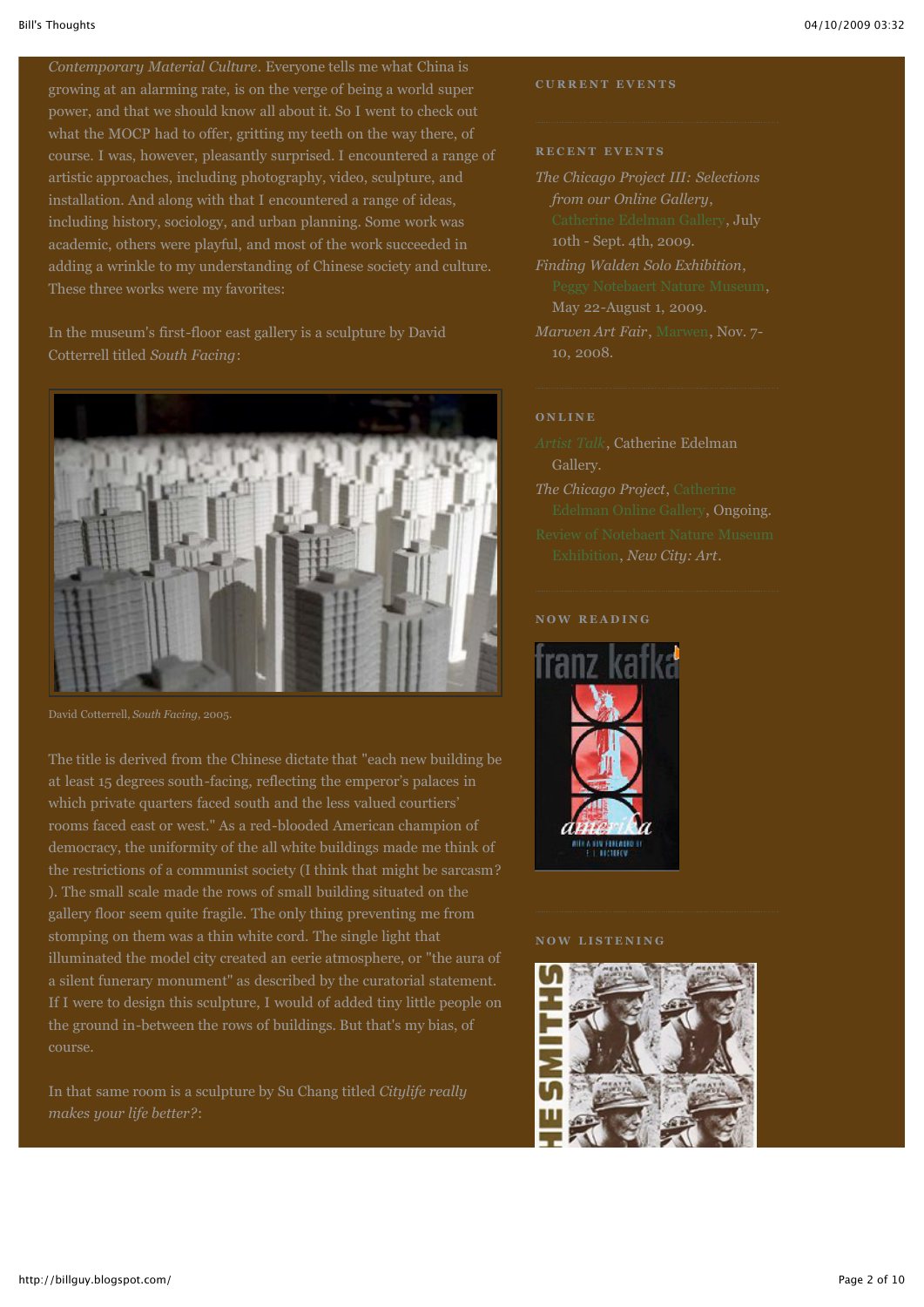*Contemporary Material Culture*. Everyone tells me what China is growing at an alarming rate, is on the verge of being a world super power, and that we should know all about it. So I went to check out what the MOCP had to offer, gritting my teeth on the way there, of course. I was, however, pleasantly surprised. I encountered a range of artistic approaches, including photography, video, sculpture, and installation. And along with that I encountered a range of ideas, including history, sociology, and urban planning. Some work was academic, others were playful, and most of the work succeeded in adding a wrinkle to my understanding of Chinese society and culture. These three works were my favorites:

In the museum's first-floor east gallery is a sculpture by David Cotterrell titled *South Facing*:

David Cotterrell, *South Facing*, 2005.

The title is derived from the Chinese dictate that "each new building be at least 15 degrees south-facing, reflecting the emperor's palaces in which private quarters faced south and the less valued courtiers' rooms faced east or west." As a red-blooded American champion of democracy, the uniformity of the all white buildings made me think of the restrictions of a communist society (I think that might be sarcasm? ). The small scale made the rows of small building situated on the gallery floor seem quite fragile. The only thing preventing me from stomping on them was a thin white cord. The single light that illuminated the model city created an eerie atmosphere, or "the aura of a silent funerary monument" as described by the curatorial statement. If I were to design this sculpture, I would of added tiny little people on the ground in-between the rows of buildings. But that's my bias, of course.

In that same room is a sculpture by Su Chang titled *Citylife really makes your life better?*:

## CURRENT EVENTS

## RECENT EVENTS

*The Chicago Project III: Selections from our Online Gallery*, Catherine Edelman Gallery, July 10th - Sept. 4th, 2009.

*Finding Walden Solo Exhibition*, Peggy Notebaert Nature Museum, May 22-August 1, 2009.

*Marwen Art Fair*, Marwen, Nov. 7-10, 2008.

## ONLINE

*Artist Talk*, Catherine Edelman Gallery.

*The Chicago Project*, Catherine Edelman Online Gallery, Ongoing.

Review of Notebaert Nature Museum Exhibition, *New City: Art*.

## NOW READING

## NOW LISTENING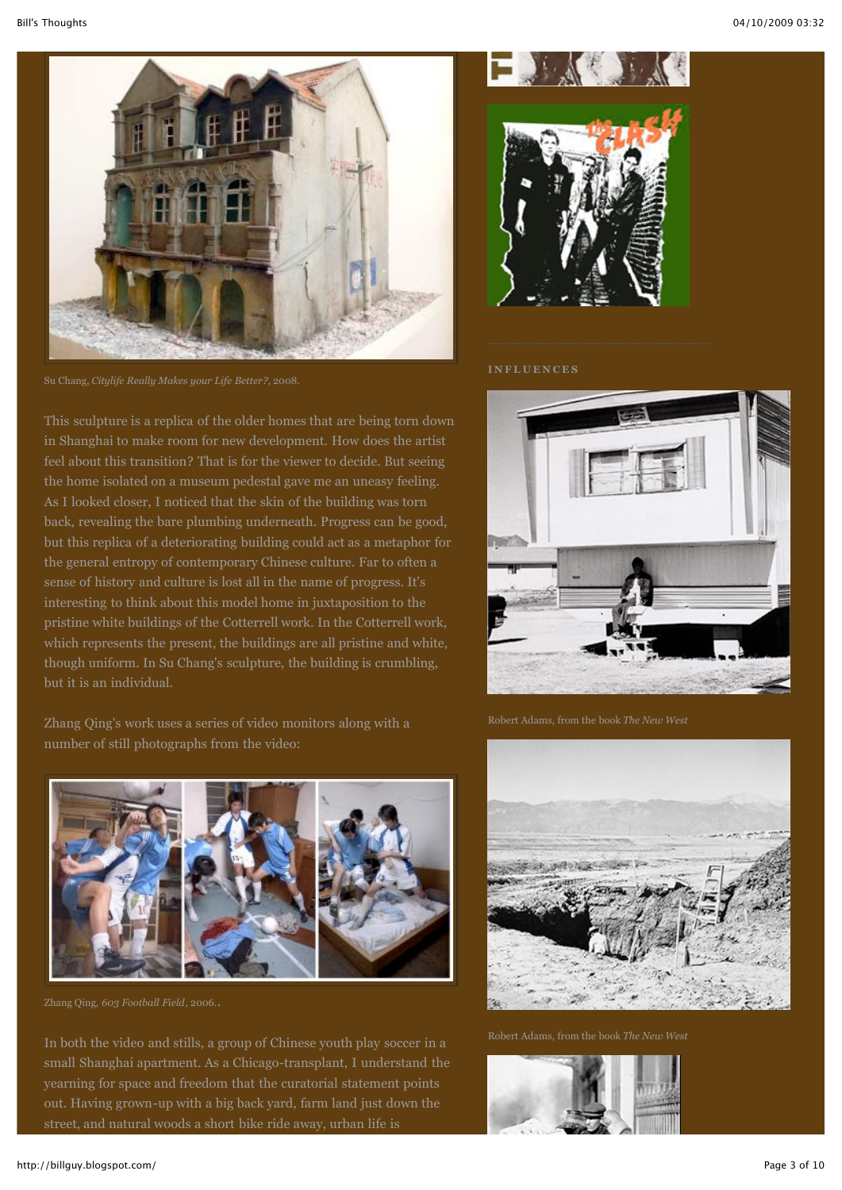Su Chang, *Citylife Really Makes your Life Better?*, 2008.

This sculpture is a replica of the older homes that are being torn down in Shanghai to make room for new development. How does the artist feel about this transition? That is for the viewer to decide. But seeing the home isolated on a museum pedestal gave me an uneasy feeling. As I looked closer, I noticed that the skin of the building was torn back, revealing the bare plumbing underneath. Progress can be good, but this replica of a deteriorating building could act as a metaphor for the general entropy of contemporary Chinese culture. Far to often a sense of history and culture is lost all in the name of progress. It's interesting to think about this model home in juxtaposition to the pristine white buildings of the Cotterrell work. In the Cotterrell work, which represents the present, the buildings are all pristine and white, though uniform. In Su Chang's sculpture, the building is crumbling, but it is an individual.

Zhang Qing's work uses a series of video monitors along with a number of still photographs from the video:

Zhang Qing, *603 Football Field*, 2006..

In both the video and stills, a group of Chinese youth play soccer in a small Shanghai apartment. As a Chicago-transplant, I understand the yearning for space and freedom that the curatorial statement points out. Having grown-up with a big back yard, farm land just down the street, and natural woods a short bike ride away, urban life is

## INFLUENCES

Robert Adams, from the book *The New West*

Robert Adams, from the book *The New West*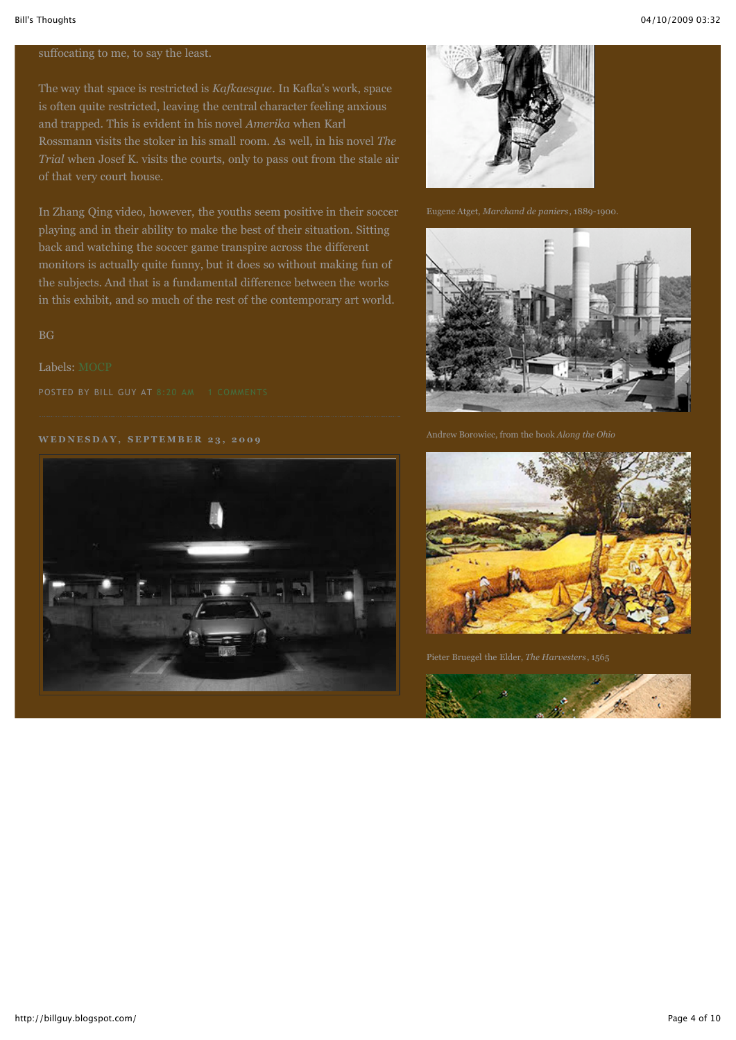suffocating to me, to say the least.

The way that space is restricted is *Kafkaesque*. In Kafka's work, space is often quite restricted, leaving the central character feeling anxious and trapped. This is evident in his novel *Amerika* when Karl Rossmann visits the stoker in his small room. As well, in his novel *The Trial* when Josef K. visits the courts, only to pass out from the stale air of that very court house.

In Zhang Qing video, however, the youths seem positive in their soccer playing and in their ability to make the best of their situation. Sitting back and watching the soccer game transpire across the different monitors is actually quite funny, but it does so without making fun of the subjects. And that is a fundamental difference between the works in this exhibit, and so much of the rest of the contemporary art world.

BG

Labels: MOCP

POSTED BY BILL GUY AT 8:20 AM 1 COMMENTS

### WEDNESDAY, SEPTEMBER 23, 2009

Eugene Atget, *Marchand de paniers*, 1889-1900.

Andrew Borowiec, from the book *Along the Ohio*

Pieter Bruegel the Elder, *The Harvesters*, 1565